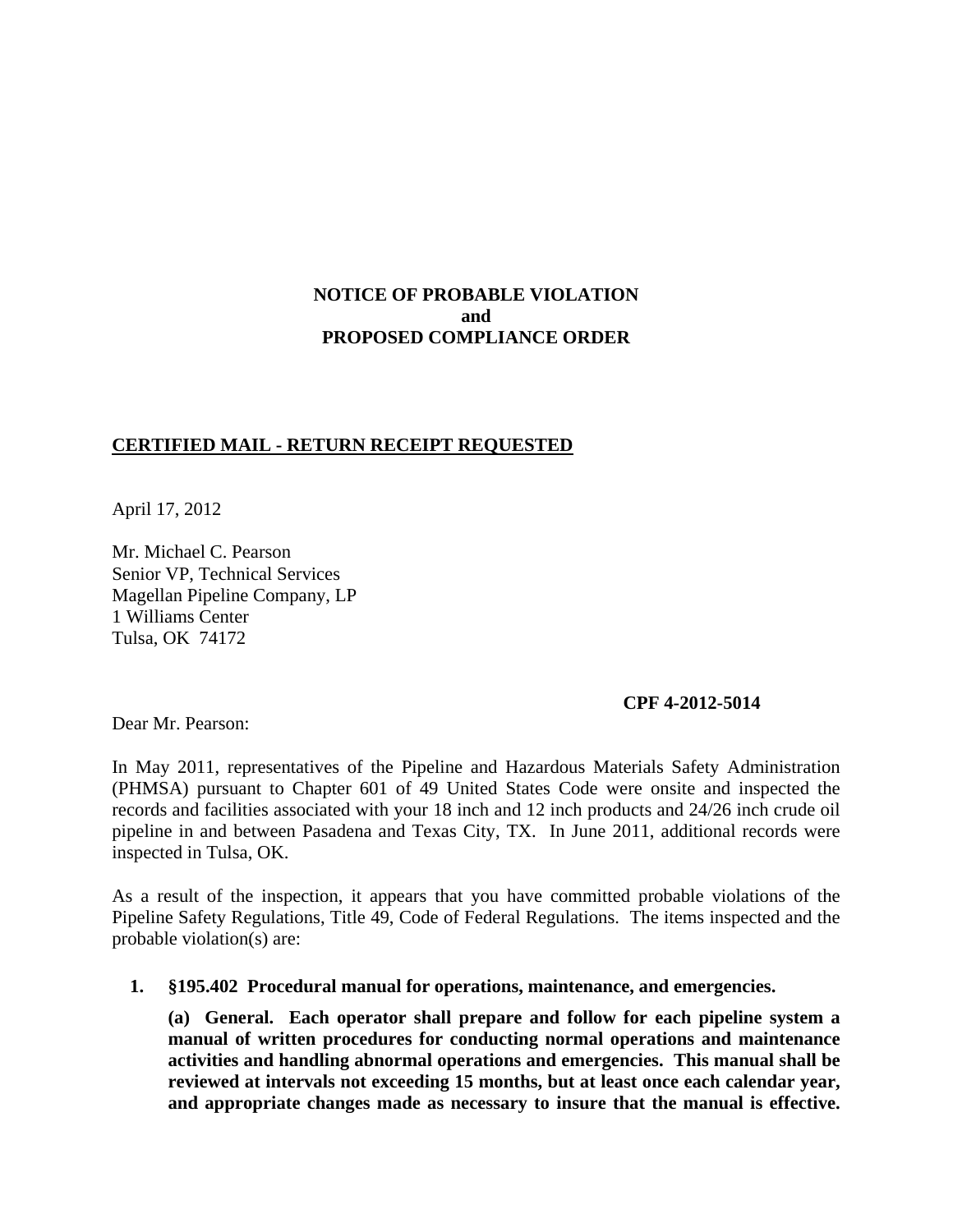**NOTICE OF PROBABLE VIOLATION**
**and**
**PROPOSED COMPLIANCE ORDER**

**<u>CERTIFIED MAIL - RETURN RECEIPT REQUESTED</u>**

April 17, 2012

Mr. Michael C. Pearson
Senior VP, Technical Services
Magellan Pipeline Company, LP
1 Williams Center
Tulsa, OK 74172

**CPF 4-2012-5014**

Dear Mr. Pearson:

In May 2011, representatives of the Pipeline and Hazardous Materials Safety Administration (PHMSA) pursuant to Chapter 601 of 49 United States Code were onsite and inspected the records and facilities associated with your 18 inch and 12 inch products and 24/26 inch crude oil pipeline in and between Pasadena and Texas City, TX. In June 2011, additional records were inspected in Tulsa, OK.

As a result of the inspection, it appears that you have committed probable violations of the Pipeline Safety Regulations, Title 49, Code of Federal Regulations. The items inspected and the probable violation(s) are:

1. **§195.402 Procedural manual for operations, maintenance, and emergencies.**

   **(a) General. Each operator shall prepare and follow for each pipeline system a manual of written procedures for conducting normal operations and maintenance activities and handling abnormal operations and emergencies. This manual shall be reviewed at intervals not exceeding 15 months, but at least once each calendar year, and appropriate changes made as necessary to insure that the manual is effective.**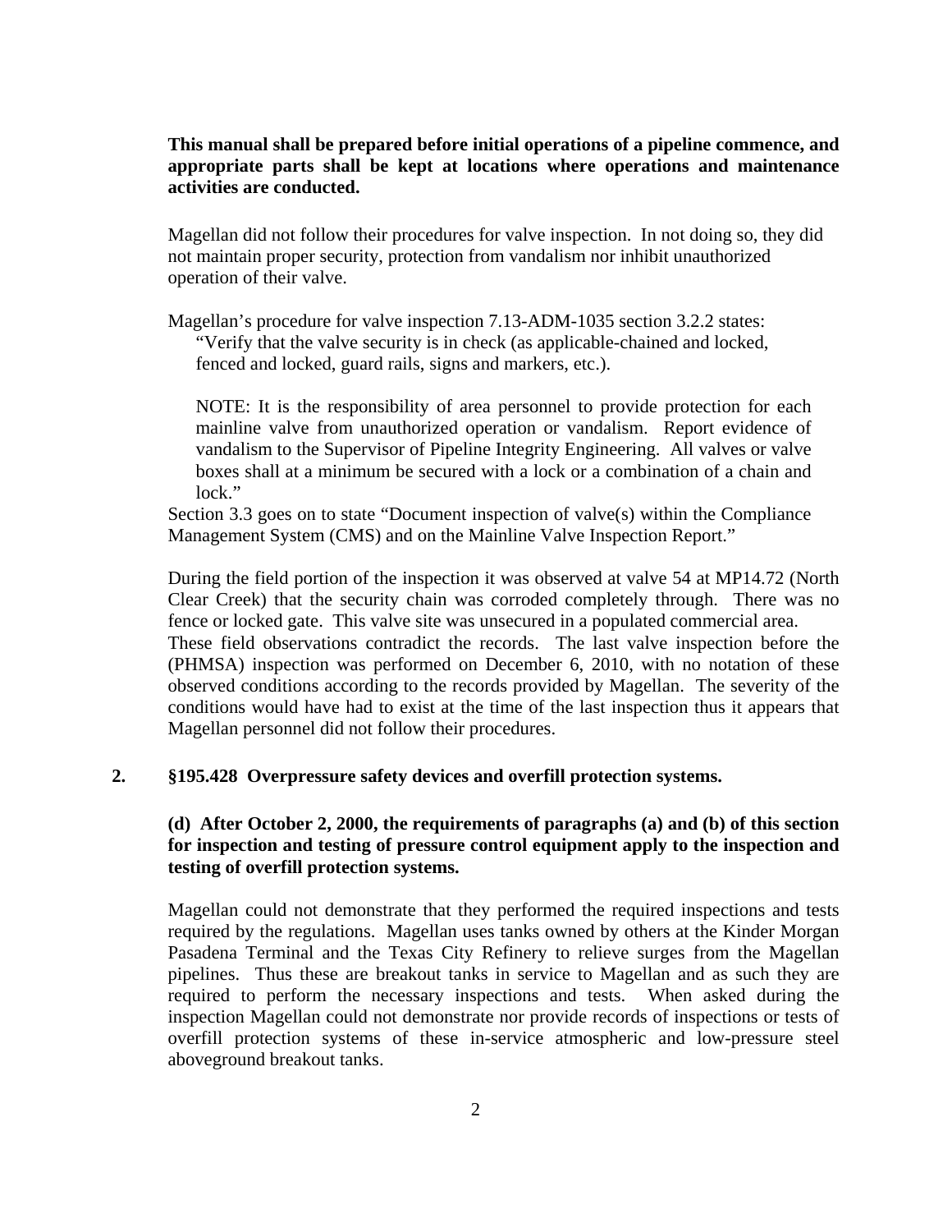**This manual shall be prepared before initial operations of a pipeline commence, and appropriate parts shall be kept at locations where operations and maintenance activities are conducted.**

Magellan did not follow their procedures for valve inspection. In not doing so, they did not maintain proper security, protection from vandalism nor inhibit unauthorized operation of their valve.

Magellan's procedure for valve inspection 7.13-ADM-1035 section 3.2.2 states:

> "Verify that the valve security is in check (as applicable-chained and locked, fenced and locked, guard rails, signs and markers, etc.).
>
> NOTE: It is the responsibility of area personnel to provide protection for each mainline valve from unauthorized operation or vandalism. Report evidence of vandalism to the Supervisor of Pipeline Integrity Engineering. All valves or valve boxes shall at a minimum be secured with a lock or a combination of a chain and lock."

Section 3.3 goes on to state "Document inspection of valve(s) within the Compliance Management System (CMS) and on the Mainline Valve Inspection Report."

During the field portion of the inspection it was observed at valve 54 at MP14.72 (North Clear Creek) that the security chain was corroded completely through. There was no fence or locked gate. This valve site was unsecured in a populated commercial area. These field observations contradict the records. The last valve inspection before the (PHMSA) inspection was performed on December 6, 2010, with no notation of these observed conditions according to the records provided by Magellan. The severity of the conditions would have had to exist at the time of the last inspection thus it appears that Magellan personnel did not follow their procedures.

**2. §195.428 Overpressure safety devices and overfill protection systems.**

**(d) After October 2, 2000, the requirements of paragraphs (a) and (b) of this section for inspection and testing of pressure control equipment apply to the inspection and testing of overfill protection systems.**

Magellan could not demonstrate that they performed the required inspections and tests required by the regulations. Magellan uses tanks owned by others at the Kinder Morgan Pasadena Terminal and the Texas City Refinery to relieve surges from the Magellan pipelines. Thus these are breakout tanks in service to Magellan and as such they are required to perform the necessary inspections and tests. When asked during the inspection Magellan could not demonstrate nor provide records of inspections or tests of overfill protection systems of these in-service atmospheric and low-pressure steel aboveground breakout tanks.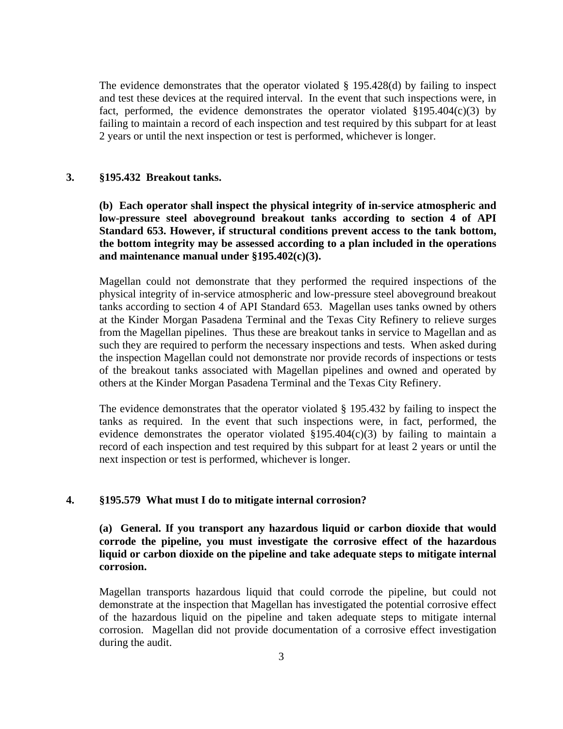The evidence demonstrates that the operator violated § 195.428(d) by failing to inspect and test these devices at the required interval. In the event that such inspections were, in fact, performed, the evidence demonstrates the operator violated §195.404(c)(3) by failing to maintain a record of each inspection and test required by this subpart for at least 2 years or until the next inspection or test is performed, whichever is longer.

**3. §195.432 Breakout tanks.**

**(b) Each operator shall inspect the physical integrity of in-service atmospheric and low-pressure steel aboveground breakout tanks according to section 4 of API Standard 653. However, if structural conditions prevent access to the tank bottom, the bottom integrity may be assessed according to a plan included in the operations and maintenance manual under §195.402(c)(3).**

Magellan could not demonstrate that they performed the required inspections of the physical integrity of in-service atmospheric and low-pressure steel aboveground breakout tanks according to section 4 of API Standard 653. Magellan uses tanks owned by others at the Kinder Morgan Pasadena Terminal and the Texas City Refinery to relieve surges from the Magellan pipelines. Thus these are breakout tanks in service to Magellan and as such they are required to perform the necessary inspections and tests. When asked during the inspection Magellan could not demonstrate nor provide records of inspections or tests of the breakout tanks associated with Magellan pipelines and owned and operated by others at the Kinder Morgan Pasadena Terminal and the Texas City Refinery.

The evidence demonstrates that the operator violated § 195.432 by failing to inspect the tanks as required. In the event that such inspections were, in fact, performed, the evidence demonstrates the operator violated §195.404(c)(3) by failing to maintain a record of each inspection and test required by this subpart for at least 2 years or until the next inspection or test is performed, whichever is longer.

**4. §195.579 What must I do to mitigate internal corrosion?**

**(a) General. If you transport any hazardous liquid or carbon dioxide that would corrode the pipeline, you must investigate the corrosive effect of the hazardous liquid or carbon dioxide on the pipeline and take adequate steps to mitigate internal corrosion.**

Magellan transports hazardous liquid that could corrode the pipeline, but could not demonstrate at the inspection that Magellan has investigated the potential corrosive effect of the hazardous liquid on the pipeline and taken adequate steps to mitigate internal corrosion. Magellan did not provide documentation of a corrosive effect investigation during the audit.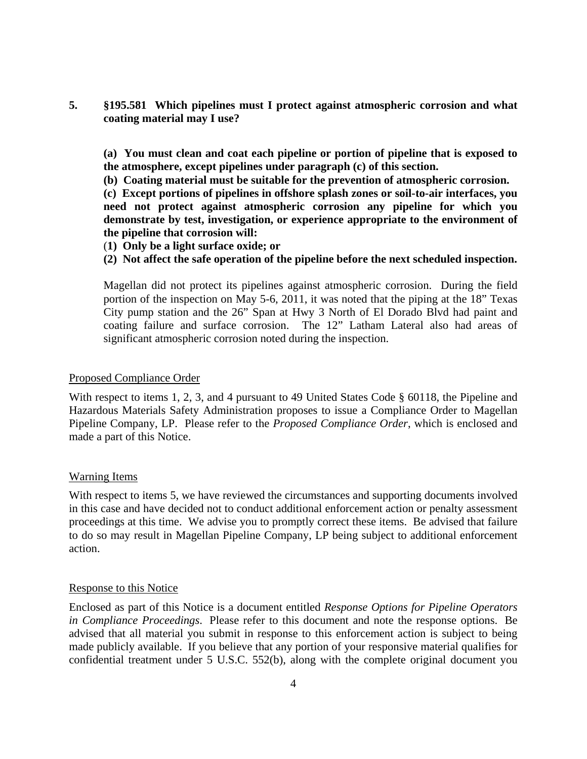**5. §195.581 Which pipelines must I protect against atmospheric corrosion and what coating material may I use?**

**(a) You must clean and coat each pipeline or portion of pipeline that is exposed to the atmosphere, except pipelines under paragraph (c) of this section.**

**(b) Coating material must be suitable for the prevention of atmospheric corrosion.**

**(c) Except portions of pipelines in offshore splash zones or soil-to-air interfaces, you need not protect against atmospheric corrosion any pipeline for which you demonstrate by test, investigation, or experience appropriate to the environment of the pipeline that corrosion will:**

(**1) Only be a light surface oxide; or**

**(2) Not affect the safe operation of the pipeline before the next scheduled inspection.**

Magellan did not protect its pipelines against atmospheric corrosion. During the field portion of the inspection on May 5-6, 2011, it was noted that the piping at the 18" Texas City pump station and the 26" Span at Hwy 3 North of El Dorado Blvd had paint and coating failure and surface corrosion. The 12" Latham Lateral also had areas of significant atmospheric corrosion noted during the inspection.

Proposed Compliance Order

With respect to items 1, 2, 3, and 4 pursuant to 49 United States Code § 60118, the Pipeline and Hazardous Materials Safety Administration proposes to issue a Compliance Order to Magellan Pipeline Company, LP. Please refer to the *Proposed Compliance Order*, which is enclosed and made a part of this Notice.

Warning Items

With respect to items 5, we have reviewed the circumstances and supporting documents involved in this case and have decided not to conduct additional enforcement action or penalty assessment proceedings at this time. We advise you to promptly correct these items. Be advised that failure to do so may result in Magellan Pipeline Company, LP being subject to additional enforcement action.

Response to this Notice

Enclosed as part of this Notice is a document entitled *Response Options for Pipeline Operators in Compliance Proceedings*. Please refer to this document and note the response options. Be advised that all material you submit in response to this enforcement action is subject to being made publicly available. If you believe that any portion of your responsive material qualifies for confidential treatment under 5 U.S.C. 552(b), along with the complete original document you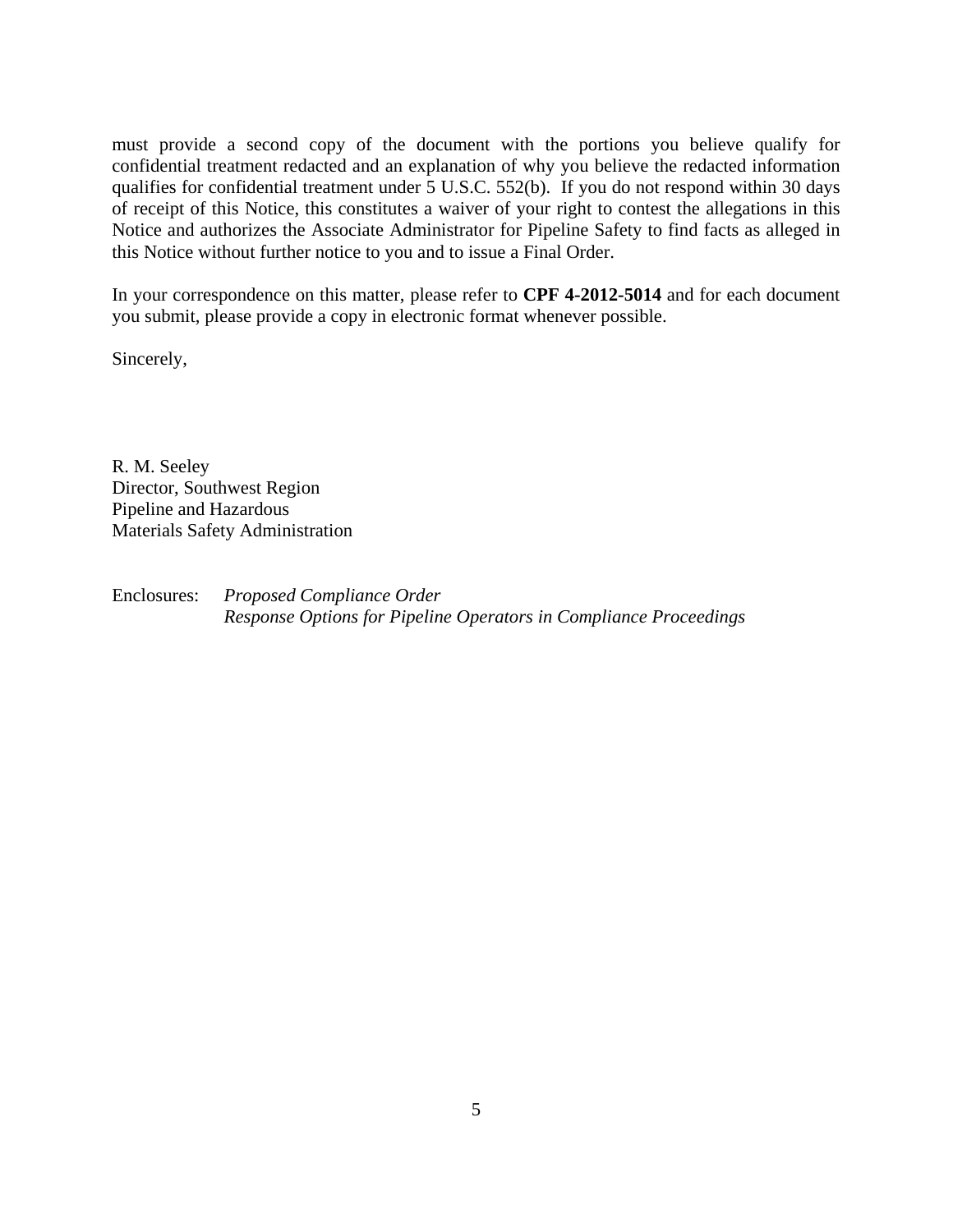must provide a second copy of the document with the portions you believe qualify for confidential treatment redacted and an explanation of why you believe the redacted information qualifies for confidential treatment under 5 U.S.C. 552(b). If you do not respond within 30 days of receipt of this Notice, this constitutes a waiver of your right to contest the allegations in this Notice and authorizes the Associate Administrator for Pipeline Safety to find facts as alleged in this Notice without further notice to you and to issue a Final Order.

In your correspondence on this matter, please refer to **CPF 4-2012-5014** and for each document you submit, please provide a copy in electronic format whenever possible.

Sincerely,

R. M. Seeley
Director, Southwest Region
Pipeline and Hazardous
Materials Safety Administration

Enclosures: *Proposed Compliance Order*
*Response Options for Pipeline Operators in Compliance Proceedings*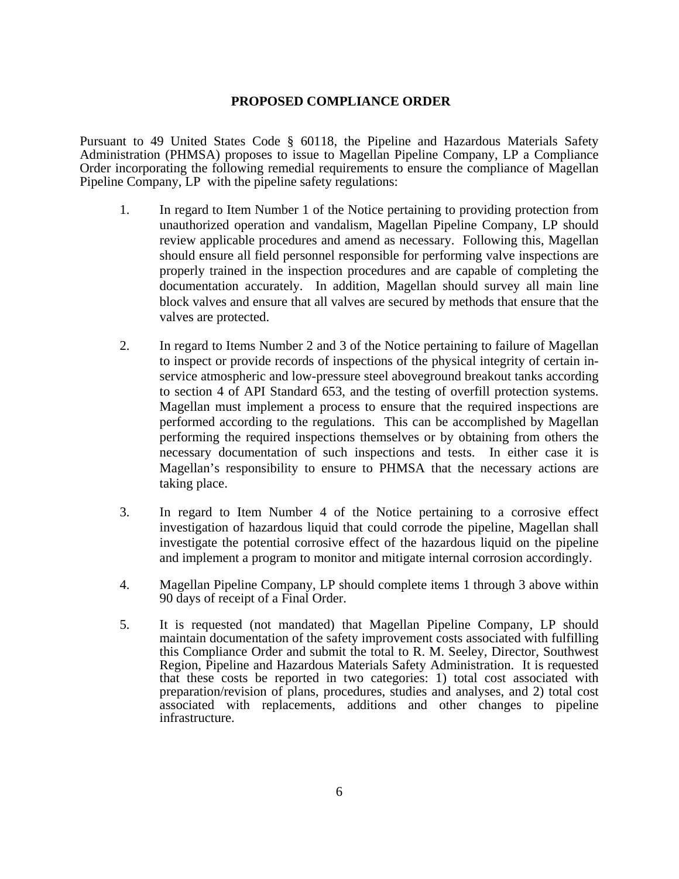## PROPOSED COMPLIANCE ORDER

Pursuant to 49 United States Code § 60118, the Pipeline and Hazardous Materials Safety Administration (PHMSA) proposes to issue to Magellan Pipeline Company, LP a Compliance Order incorporating the following remedial requirements to ensure the compliance of Magellan Pipeline Company, LP with the pipeline safety regulations:

1. In regard to Item Number 1 of the Notice pertaining to providing protection from unauthorized operation and vandalism, Magellan Pipeline Company, LP should review applicable procedures and amend as necessary. Following this, Magellan should ensure all field personnel responsible for performing valve inspections are properly trained in the inspection procedures and are capable of completing the documentation accurately. In addition, Magellan should survey all main line block valves and ensure that all valves are secured by methods that ensure that the valves are protected.

2. In regard to Items Number 2 and 3 of the Notice pertaining to failure of Magellan to inspect or provide records of inspections of the physical integrity of certain in-service atmospheric and low-pressure steel aboveground breakout tanks according to section 4 of API Standard 653, and the testing of overfill protection systems. Magellan must implement a process to ensure that the required inspections are performed according to the regulations. This can be accomplished by Magellan performing the required inspections themselves or by obtaining from others the necessary documentation of such inspections and tests. In either case it is Magellan's responsibility to ensure to PHMSA that the necessary actions are taking place.

3. In regard to Item Number 4 of the Notice pertaining to a corrosive effect investigation of hazardous liquid that could corrode the pipeline, Magellan shall investigate the potential corrosive effect of the hazardous liquid on the pipeline and implement a program to monitor and mitigate internal corrosion accordingly.

4. Magellan Pipeline Company, LP should complete items 1 through 3 above within 90 days of receipt of a Final Order.

5. It is requested (not mandated) that Magellan Pipeline Company, LP should maintain documentation of the safety improvement costs associated with fulfilling this Compliance Order and submit the total to R. M. Seeley, Director, Southwest Region, Pipeline and Hazardous Materials Safety Administration. It is requested that these costs be reported in two categories: 1) total cost associated with preparation/revision of plans, procedures, studies and analyses, and 2) total cost associated with replacements, additions and other changes to pipeline infrastructure.